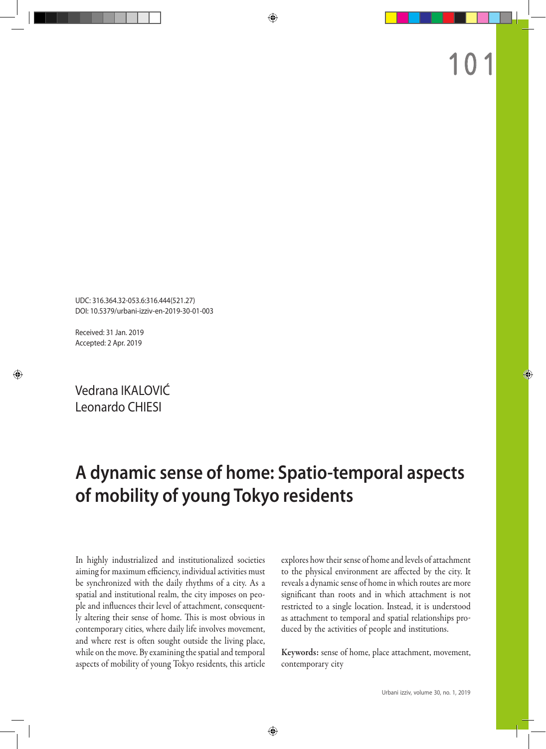UDC: 316.364.32-053.6:316.444(521.27)
DOI: 10.5379/urbani-izziv-en-2019-30-01-003

Received: 31 Jan. 2019
Accepted: 2 Apr. 2019

Vedrana IKALOVIĆ
Leonardo CHIESI

# A dynamic sense of home: Spatio-temporal aspects of mobility of young Tokyo residents

In highly industrialized and institutionalized societies aiming for maximum efficiency, individual activities must be synchronized with the daily rhythms of a city. As a spatial and institutional realm, the city imposes on people and influences their level of attachment, consequently altering their sense of home. This is most obvious in contemporary cities, where daily life involves movement, and where rest is often sought outside the living place, while on the move. By examining the spatial and temporal aspects of mobility of young Tokyo residents, this article explores how their sense of home and levels of attachment to the physical environment are affected by the city. It reveals a dynamic sense of home in which routes are more significant than roots and in which attachment is not restricted to a single location. Instead, it is understood as attachment to temporal and spatial relationships produced by the activities of people and institutions.

**Keywords:** sense of home, place attachment, movement, contemporary city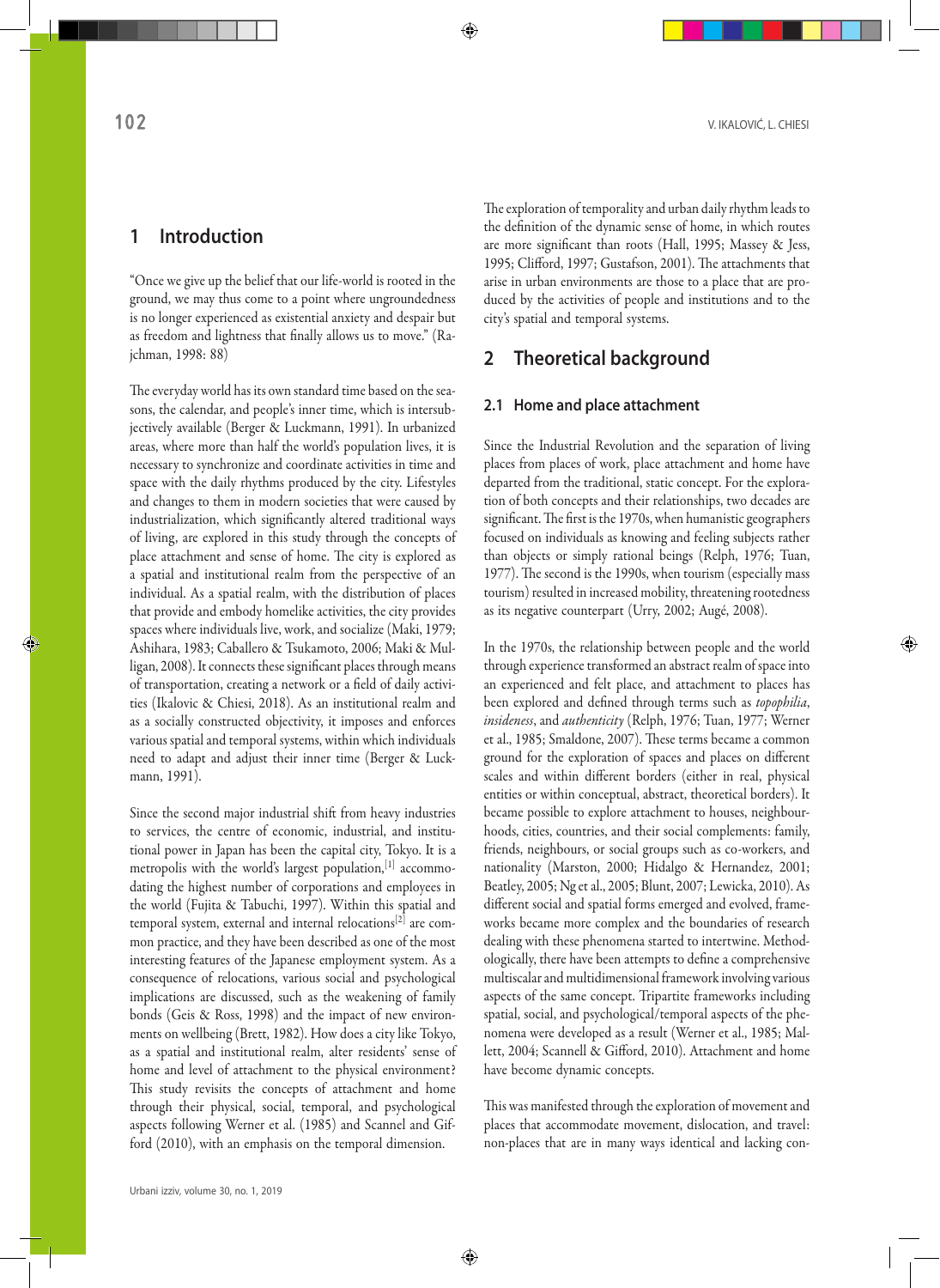## 1 Introduction

"Once we give up the belief that our life-world is rooted in the ground, we may thus come to a point where ungroundedness is no longer experienced as existential anxiety and despair but as freedom and lightness that finally allows us to move." (Rajchman, 1998: 88)

The everyday world has its own standard time based on the seasons, the calendar, and people's inner time, which is intersubjectively available (Berger & Luckmann, 1991). In urbanized areas, where more than half the world's population lives, it is necessary to synchronize and coordinate activities in time and space with the daily rhythms produced by the city. Lifestyles and changes to them in modern societies that were caused by industrialization, which significantly altered traditional ways of living, are explored in this study through the concepts of place attachment and sense of home. The city is explored as a spatial and institutional realm from the perspective of an individual. As a spatial realm, with the distribution of places that provide and embody homelike activities, the city provides spaces where individuals live, work, and socialize (Maki, 1979; Ashihara, 1983; Caballero & Tsukamoto, 2006; Maki & Mulligan, 2008). It connects these significant places through means of transportation, creating a network or a field of daily activities (Ikalovic & Chiesi, 2018). As an institutional realm and as a socially constructed objectivity, it imposes and enforces various spatial and temporal systems, within which individuals need to adapt and adjust their inner time (Berger & Luckmann, 1991).

Since the second major industrial shift from heavy industries to services, the centre of economic, industrial, and institutional power in Japan has been the capital city, Tokyo. It is a metropolis with the world's largest population,[1] accommodating the highest number of corporations and employees in the world (Fujita & Tabuchi, 1997). Within this spatial and temporal system, external and internal relocations[2] are common practice, and they have been described as one of the most interesting features of the Japanese employment system. As a consequence of relocations, various social and psychological implications are discussed, such as the weakening of family bonds (Geis & Ross, 1998) and the impact of new environments on wellbeing (Brett, 1982). How does a city like Tokyo, as a spatial and institutional realm, alter residents' sense of home and level of attachment to the physical environment? This study revisits the concepts of attachment and home through their physical, social, temporal, and psychological aspects following Werner et al. (1985) and Scannel and Gifford (2010), with an emphasis on the temporal dimension.

The exploration of temporality and urban daily rhythm leads to the definition of the dynamic sense of home, in which routes are more significant than roots (Hall, 1995; Massey & Jess, 1995; Clifford, 1997; Gustafson, 2001). The attachments that arise in urban environments are those to a place that are produced by the activities of people and institutions and to the city's spatial and temporal systems.

## 2 Theoretical background

### 2.1 Home and place attachment

Since the Industrial Revolution and the separation of living places from places of work, place attachment and home have departed from the traditional, static concept. For the exploration of both concepts and their relationships, two decades are significant. The first is the 1970s, when humanistic geographers focused on individuals as knowing and feeling subjects rather than objects or simply rational beings (Relph, 1976; Tuan, 1977). The second is the 1990s, when tourism (especially mass tourism) resulted in increased mobility, threatening rootedness as its negative counterpart (Urry, 2002; Augé, 2008).

In the 1970s, the relationship between people and the world through experience transformed an abstract realm of space into an experienced and felt place, and attachment to places has been explored and defined through terms such as *topophilia*, *insideness*, and *authenticity* (Relph, 1976; Tuan, 1977; Werner et al., 1985; Smaldone, 2007). These terms became a common ground for the exploration of spaces and places on different scales and within different borders (either in real, physical entities or within conceptual, abstract, theoretical borders). It became possible to explore attachment to houses, neighbourhoods, cities, countries, and their social complements: family, friends, neighbours, or social groups such as co-workers, and nationality (Marston, 2000; Hidalgo & Hernandez, 2001; Beatley, 2005; Ng et al., 2005; Blunt, 2007; Lewicka, 2010). As different social and spatial forms emerged and evolved, frameworks became more complex and the boundaries of research dealing with these phenomena started to intertwine. Methodologically, there have been attempts to define a comprehensive multiscalar and multidimensional framework involving various aspects of the same concept. Tripartite frameworks including spatial, social, and psychological/temporal aspects of the phenomena were developed as a result (Werner et al., 1985; Mallett, 2004; Scannell & Gifford, 2010). Attachment and home have become dynamic concepts.

This was manifested through the exploration of movement and places that accommodate movement, dislocation, and travel: non-places that are in many ways identical and lacking con-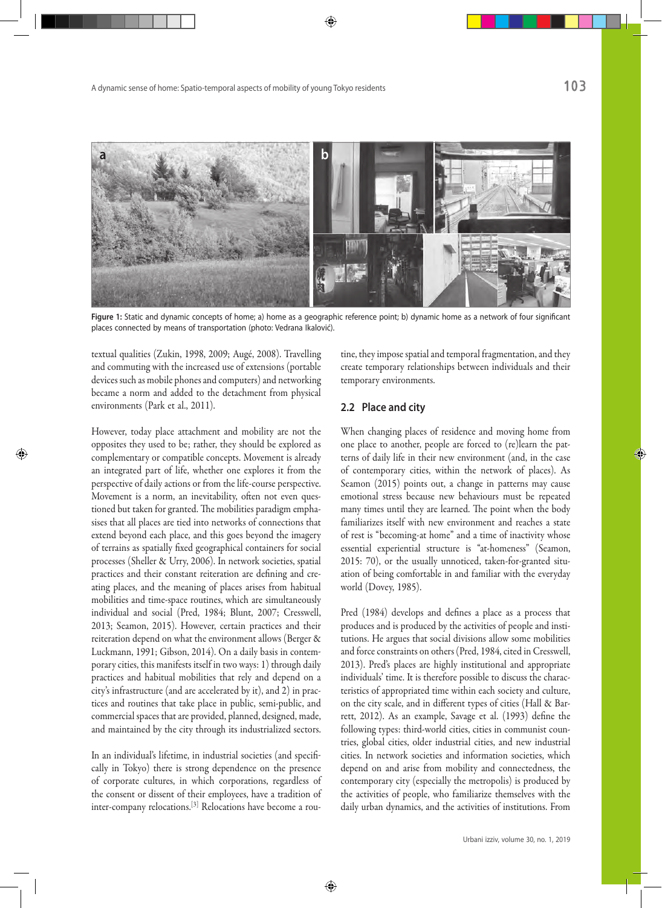Figure 1: Static and dynamic concepts of home; a) home as a geographic reference point; b) dynamic home as a network of four significant places connected by means of transportation (photo: Vedrana Ikalović).

textual qualities (Zukin, 1998, 2009; Augé, 2008). Travelling and commuting with the increased use of extensions (portable devices such as mobile phones and computers) and networking became a norm and added to the detachment from physical environments (Park et al., 2011).

However, today place attachment and mobility are not the opposites they used to be; rather, they should be explored as complementary or compatible concepts. Movement is already an integrated part of life, whether one explores it from the perspective of daily actions or from the life-course perspective. Movement is a norm, an inevitability, often not even questioned but taken for granted. The mobilities paradigm emphasises that all places are tied into networks of connections that extend beyond each place, and this goes beyond the imagery of terrains as spatially fixed geographical containers for social processes (Sheller & Urry, 2006). In network societies, spatial practices and their constant reiteration are defining and creating places, and the meaning of places arises from habitual mobilities and time-space routines, which are simultaneously individual and social (Pred, 1984; Blunt, 2007; Cresswell, 2013; Seamon, 2015). However, certain practices and their reiteration depend on what the environment allows (Berger & Luckmann, 1991; Gibson, 2014). On a daily basis in contemporary cities, this manifests itself in two ways: 1) through daily practices and habitual mobilities that rely and depend on a city's infrastructure (and are accelerated by it), and 2) in practices and routines that take place in public, semi-public, and commercial spaces that are provided, planned, designed, made, and maintained by the city through its industrialized sectors.

In an individual's lifetime, in industrial societies (and specifically in Tokyo) there is strong dependence on the presence of corporate cultures, in which corporations, regardless of the consent or dissent of their employees, have a tradition of inter-company relocations.[3] Relocations have become a routine, they impose spatial and temporal fragmentation, and they create temporary relationships between individuals and their temporary environments.

## 2.2 Place and city

When changing places of residence and moving home from one place to another, people are forced to (re)learn the patterns of daily life in their new environment (and, in the case of contemporary cities, within the network of places). As Seamon (2015) points out, a change in patterns may cause emotional stress because new behaviours must be repeated many times until they are learned. The point when the body familiarizes itself with new environment and reaches a state of rest is "becoming-at home" and a time of inactivity whose essential experiential structure is "at-homeness" (Seamon, 2015: 70), or the usually unnoticed, taken-for-granted situation of being comfortable in and familiar with the everyday world (Dovey, 1985).

Pred (1984) develops and defines a place as a process that produces and is produced by the activities of people and institutions. He argues that social divisions allow some mobilities and force constraints on others (Pred, 1984, cited in Cresswell, 2013). Pred's places are highly institutional and appropriate individuals' time. It is therefore possible to discuss the characteristics of appropriated time within each society and culture, on the city scale, and in different types of cities (Hall & Barrett, 2012). As an example, Savage et al. (1993) define the following types: third-world cities, cities in communist countries, global cities, older industrial cities, and new industrial cities. In network societies and information societies, which depend on and arise from mobility and connectedness, the contemporary city (especially the metropolis) is produced by the activities of people, who familiarize themselves with the daily urban dynamics, and the activities of institutions. From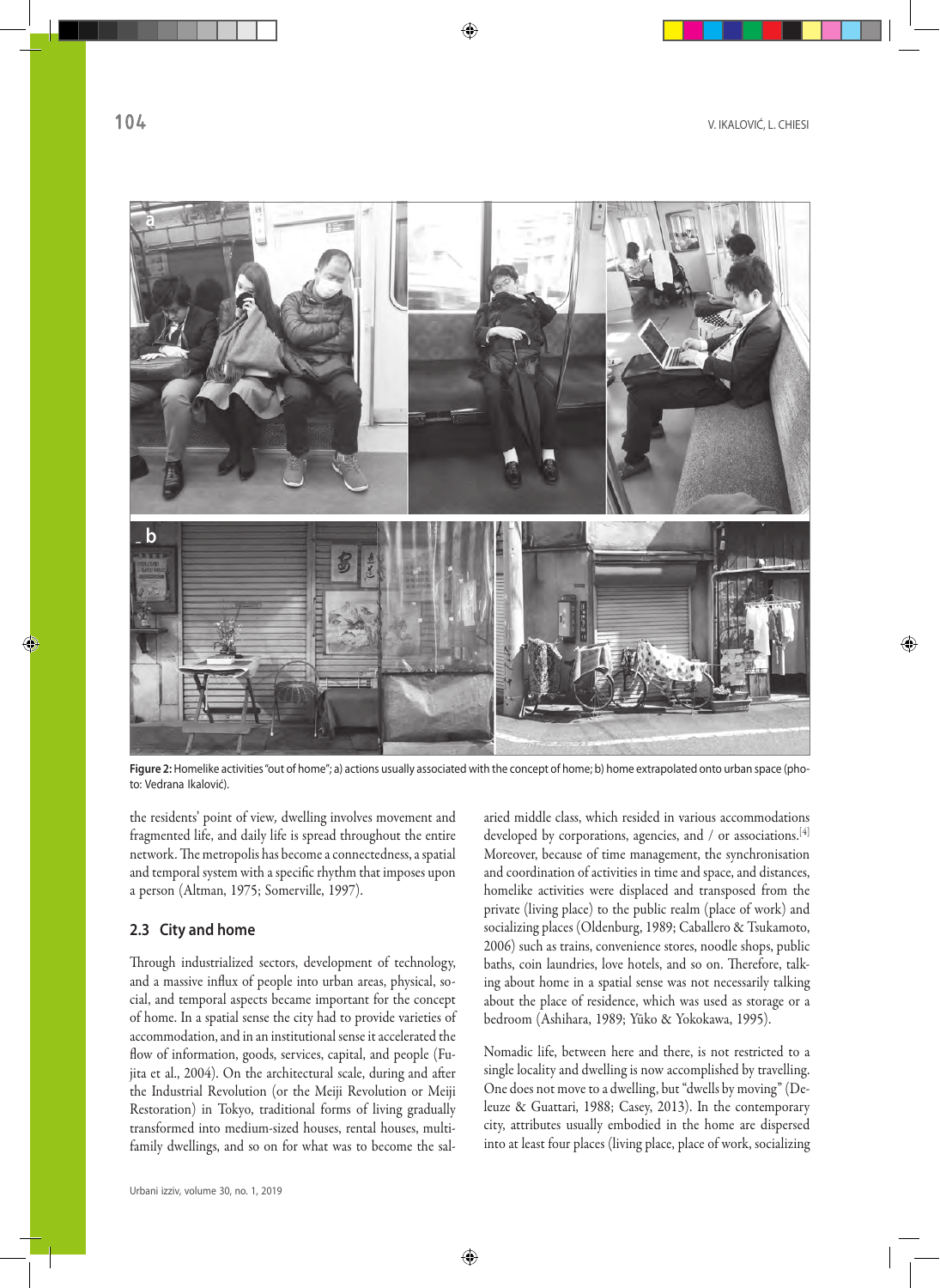Figure 2: Homelike activities "out of home"; a) actions usually associated with the concept of home; b) home extrapolated onto urban space (photo: Vedrana Ikalović).

the residents' point of view, dwelling involves movement and fragmented life, and daily life is spread throughout the entire network. The metropolis has become a connectedness, a spatial and temporal system with a specific rhythm that imposes upon a person (Altman, 1975; Somerville, 1997).

### 2.3 City and home

Through industrialized sectors, development of technology, and a massive influx of people into urban areas, physical, social, and temporal aspects became important for the concept of home. In a spatial sense the city had to provide varieties of accommodation, and in an institutional sense it accelerated the flow of information, goods, services, capital, and people (Fujita et al., 2004). On the architectural scale, during and after the Industrial Revolution (or the Meiji Revolution or Meiji Restoration) in Tokyo, traditional forms of living gradually transformed into medium-sized houses, rental houses, multi-family dwellings, and so on for what was to become the salaried middle class, which resided in various accommodations developed by corporations, agencies, and / or associations.[4] Moreover, because of time management, the synchronisation and coordination of activities in time and space, and distances, homelike activities were displaced and transposed from the private (living place) to the public realm (place of work) and socializing places (Oldenburg, 1989; Caballero & Tsukamoto, 2006) such as trains, convenience stores, noodle shops, public baths, coin laundries, love hotels, and so on. Therefore, talking about home in a spatial sense was not necessarily talking about the place of residence, which was used as storage or a bedroom (Ashihara, 1989; Yūko & Yokokawa, 1995).

Nomadic life, between here and there, is not restricted to a single locality and dwelling is now accomplished by travelling. One does not move to a dwelling, but "dwells by moving" (Deleuze & Guattari, 1988; Casey, 2013). In the contemporary city, attributes usually embodied in the home are dispersed into at least four places (living place, place of work, socializing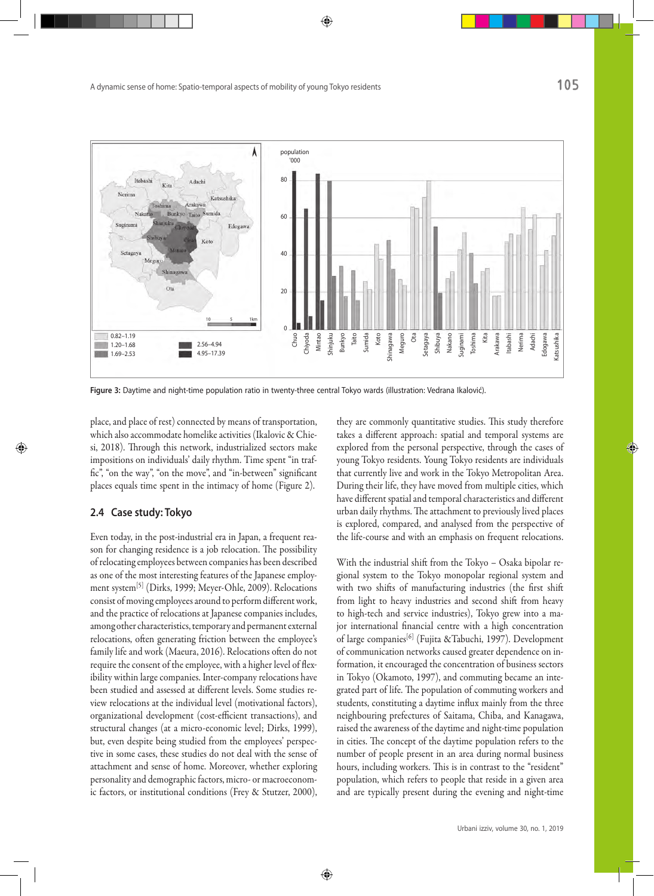**Figure 3:** Daytime and night-time population ratio in twenty-three central Tokyo wards (illustration: Vedrana Ikalović).

place, and place of rest) connected by means of transportation, which also accommodate homelike activities (Ikalovic & Chiesi, 2018). Through this network, industrialized sectors make impositions on individuals' daily rhythm. Time spent "in traffic", "on the way", "on the move", and "in-between" significant places equals time spent in the intimacy of home (Figure 2).

### 2.4 Case study: Tokyo

Even today, in the post-industrial era in Japan, a frequent reason for changing residence is a job relocation. The possibility of relocating employees between companies has been described as one of the most interesting features of the Japanese employment system[5] (Dirks, 1999; Meyer-Ohle, 2009). Relocations consist of moving employees around to perform different work, and the practice of relocations at Japanese companies includes, among other characteristics, temporary and permanent external relocations, often generating friction between the employee's family life and work (Maeura, 2016). Relocations often do not require the consent of the employee, with a higher level of flexibility within large companies. Inter-company relocations have been studied and assessed at different levels. Some studies review relocations at the individual level (motivational factors), organizational development (cost-efficient transactions), and structural changes (at a micro-economic level; Dirks, 1999), but, even despite being studied from the employees' perspective in some cases, these studies do not deal with the sense of attachment and sense of home. Moreover, whether exploring personality and demographic factors, micro- or macroeconomic factors, or institutional conditions (Frey & Stutzer, 2000), they are commonly quantitative studies. This study therefore takes a different approach: spatial and temporal systems are explored from the personal perspective, through the cases of young Tokyo residents. Young Tokyo residents are individuals that currently live and work in the Tokyo Metropolitan Area. During their life, they have moved from multiple cities, which have different spatial and temporal characteristics and different urban daily rhythms. The attachment to previously lived places is explored, compared, and analysed from the perspective of the life-course and with an emphasis on frequent relocations.

With the industrial shift from the Tokyo – Osaka bipolar regional system to the Tokyo monopolar regional system and with two shifts of manufacturing industries (the first shift from light to heavy industries and second shift from heavy to high-tech and service industries), Tokyo grew into a major international financial centre with a high concentration of large companies[6] (Fujita &Tabuchi, 1997). Development of communication networks caused greater dependence on information, it encouraged the concentration of business sectors in Tokyo (Okamoto, 1997), and commuting became an integrated part of life. The population of commuting workers and students, constituting a daytime influx mainly from the three neighbouring prefectures of Saitama, Chiba, and Kanagawa, raised the awareness of the daytime and night-time population in cities. The concept of the daytime population refers to the number of people present in an area during normal business hours, including workers. This is in contrast to the "resident" population, which refers to people that reside in a given area and are typically present during the evening and night-time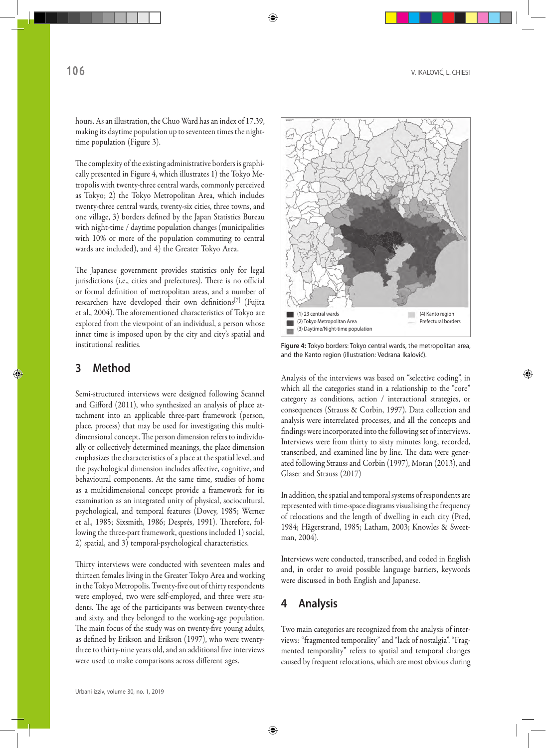hours. As an illustration, the Chuo Ward has an index of 17.39, making its daytime population up to seventeen times the night-time population (Figure 3).

The complexity of the existing administrative borders is graphically presented in Figure 4, which illustrates 1) the Tokyo Metropolis with twenty-three central wards, commonly perceived as Tokyo; 2) the Tokyo Metropolitan Area, which includes twenty-three central wards, twenty-six cities, three towns, and one village, 3) borders defined by the Japan Statistics Bureau with night-time / daytime population changes (municipalities with 10% or more of the population commuting to central wards are included), and 4) the Greater Tokyo Area.

The Japanese government provides statistics only for legal jurisdictions (i.e., cities and prefectures). There is no official or formal definition of metropolitan areas, and a number of researchers have developed their own definitions[7] (Fujita et al., 2004). The aforementioned characteristics of Tokyo are explored from the viewpoint of an individual, a person whose inner time is imposed upon by the city and city's spatial and institutional realities.

(1) 23 central wards
(2) Tokyo Metropolitan Area
(3) Daytime/Night-time population
(4) Kanto region
Prefectural borders

**Figure 4:** Tokyo borders: Tokyo central wards, the metropolitan area, and the Kanto region (illustration: Vedrana Ikalović).

## 3 Method

Semi-structured interviews were designed following Scannel and Gifford (2011), who synthesized an analysis of place attachment into an applicable three-part framework (person, place, process) that may be used for investigating this multidimensional concept. The person dimension refers to individually or collectively determined meanings, the place dimension emphasizes the characteristics of a place at the spatial level, and the psychological dimension includes affective, cognitive, and behavioural components. At the same time, studies of home as a multidimensional concept provide a framework for its examination as an integrated unity of physical, sociocultural, psychological, and temporal features (Dovey, 1985; Werner et al., 1985; Sixsmith, 1986; Després, 1991). Therefore, following the three-part framework, questions included 1) social, 2) spatial, and 3) temporal-psychological characteristics.

Thirty interviews were conducted with seventeen males and thirteen females living in the Greater Tokyo Area and working in the Tokyo Metropolis. Twenty-five out of thirty respondents were employed, two were self-employed, and three were students. The age of the participants was between twenty-three and sixty, and they belonged to the working-age population. The main focus of the study was on twenty-five young adults, as defined by Erikson and Erikson (1997), who were twenty-three to thirty-nine years old, and an additional five interviews were used to make comparisons across different ages.

Analysis of the interviews was based on "selective coding", in which all the categories stand in a relationship to the "core" category as conditions, action / interactional strategies, or consequences (Strauss & Corbin, 1997). Data collection and analysis were interrelated processes, and all the concepts and findings were incorporated into the following set of interviews. Interviews were from thirty to sixty minutes long, recorded, transcribed, and examined line by line. The data were generated following Strauss and Corbin (1997), Moran (2013), and Glaser and Strauss (2017)

In addition, the spatial and temporal systems of respondents are represented with time-space diagrams visualising the frequency of relocations and the length of dwelling in each city (Pred, 1984; Hägerstrand, 1985; Latham, 2003; Knowles & Sweetman, 2004).

Interviews were conducted, transcribed, and coded in English and, in order to avoid possible language barriers, keywords were discussed in both English and Japanese.

## 4 Analysis

Two main categories are recognized from the analysis of interviews: "fragmented temporality" and "lack of nostalgia". "Fragmented temporality" refers to spatial and temporal changes caused by frequent relocations, which are most obvious during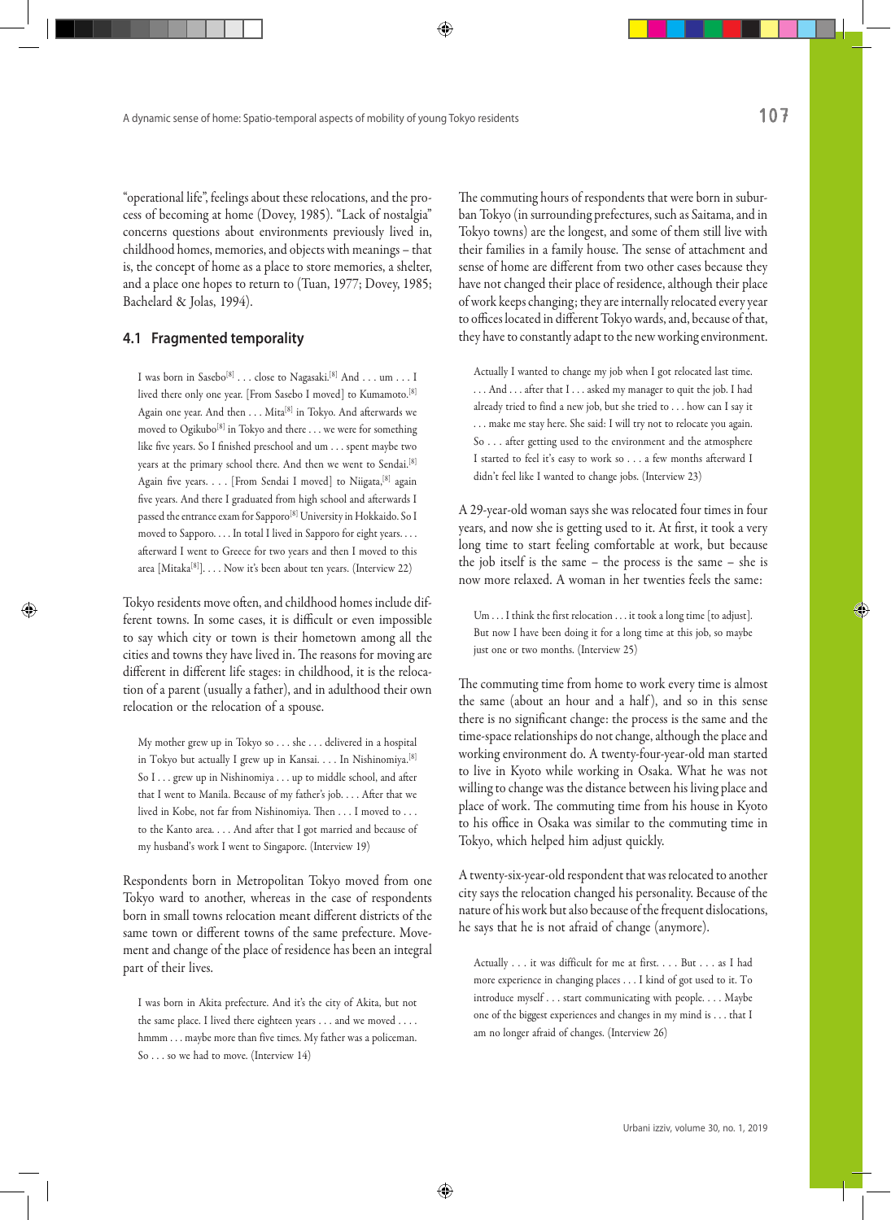"operational life", feelings about these relocations, and the process of becoming at home (Dovey, 1985). "Lack of nostalgia" concerns questions about environments previously lived in, childhood homes, memories, and objects with meanings – that is, the concept of home as a place to store memories, a shelter, and a place one hopes to return to (Tuan, 1977; Dovey, 1985; Bachelard & Jolas, 1994).

### 4.1 Fragmented temporality

> I was born in Sasebo[8] . . . close to Nagasaki.[8] And . . . um . . . I lived there only one year. [From Sasebo I moved] to Kumamoto.[8] Again one year. And then . . . Mita[8] in Tokyo. And afterwards we moved to Ogikubo[8] in Tokyo and there . . . we were for something like five years. So I finished preschool and um . . . spent maybe two years at the primary school there. And then we went to Sendai.[8] Again five years. . . . [From Sendai I moved] to Niigata,[8] again five years. And there I graduated from high school and afterwards I passed the entrance exam for Sapporo[8] University in Hokkaido. So I moved to Sapporo. . . . In total I lived in Sapporo for eight years. . . . afterward I went to Greece for two years and then I moved to this area [Mitaka[8]]. . . . Now it's been about ten years. (Interview 22)

Tokyo residents move often, and childhood homes include different towns. In some cases, it is difficult or even impossible to say which city or town is their hometown among all the cities and towns they have lived in. The reasons for moving are different in different life stages: in childhood, it is the relocation of a parent (usually a father), and in adulthood their own relocation or the relocation of a spouse.

> My mother grew up in Tokyo so . . . she . . . delivered in a hospital in Tokyo but actually I grew up in Kansai. . . . In Nishinomiya.[8] So I . . . grew up in Nishinomiya . . . up to middle school, and after that I went to Manila. Because of my father's job. . . . After that we lived in Kobe, not far from Nishinomiya. Then . . . I moved to . . . to the Kanto area. . . . And after that I got married and because of my husband's work I went to Singapore. (Interview 19)

Respondents born in Metropolitan Tokyo moved from one Tokyo ward to another, whereas in the case of respondents born in small towns relocation meant different districts of the same town or different towns of the same prefecture. Movement and change of the place of residence has been an integral part of their lives.

> I was born in Akita prefecture. And it's the city of Akita, but not the same place. I lived there eighteen years . . . and we moved . . . . hmmm . . . maybe more than five times. My father was a policeman. So . . . so we had to move. (Interview 14)

The commuting hours of respondents that were born in suburban Tokyo (in surrounding prefectures, such as Saitama, and in Tokyo towns) are the longest, and some of them still live with their families in a family house. The sense of attachment and sense of home are different from two other cases because they have not changed their place of residence, although their place of work keeps changing; they are internally relocated every year to offices located in different Tokyo wards, and, because of that, they have to constantly adapt to the new working environment.

> Actually I wanted to change my job when I got relocated last time. . . . And . . . after that I . . . asked my manager to quit the job. I had already tried to find a new job, but she tried to . . . how can I say it . . . make me stay here. She said: I will try not to relocate you again. So . . . after getting used to the environment and the atmosphere I started to feel it's easy to work so . . . a few months afterward I didn't feel like I wanted to change jobs. (Interview 23)

A 29-year-old woman says she was relocated four times in four years, and now she is getting used to it. At first, it took a very long time to start feeling comfortable at work, but because the job itself is the same – the process is the same – she is now more relaxed. A woman in her twenties feels the same:

> Um . . . I think the first relocation . . . it took a long time [to adjust]. But now I have been doing it for a long time at this job, so maybe just one or two months. (Interview 25)

The commuting time from home to work every time is almost the same (about an hour and a half), and so in this sense there is no significant change: the process is the same and the time-space relationships do not change, although the place and working environment do. A twenty-four-year-old man started to live in Kyoto while working in Osaka. What he was not willing to change was the distance between his living place and place of work. The commuting time from his house in Kyoto to his office in Osaka was similar to the commuting time in Tokyo, which helped him adjust quickly.

A twenty-six-year-old respondent that was relocated to another city says the relocation changed his personality. Because of the nature of his work but also because of the frequent dislocations, he says that he is not afraid of change (anymore).

> Actually . . . it was difficult for me at first. . . . But . . . as I had more experience in changing places . . . I kind of got used to it. To introduce myself . . . start communicating with people. . . . Maybe one of the biggest experiences and changes in my mind is . . . that I am no longer afraid of changes. (Interview 26)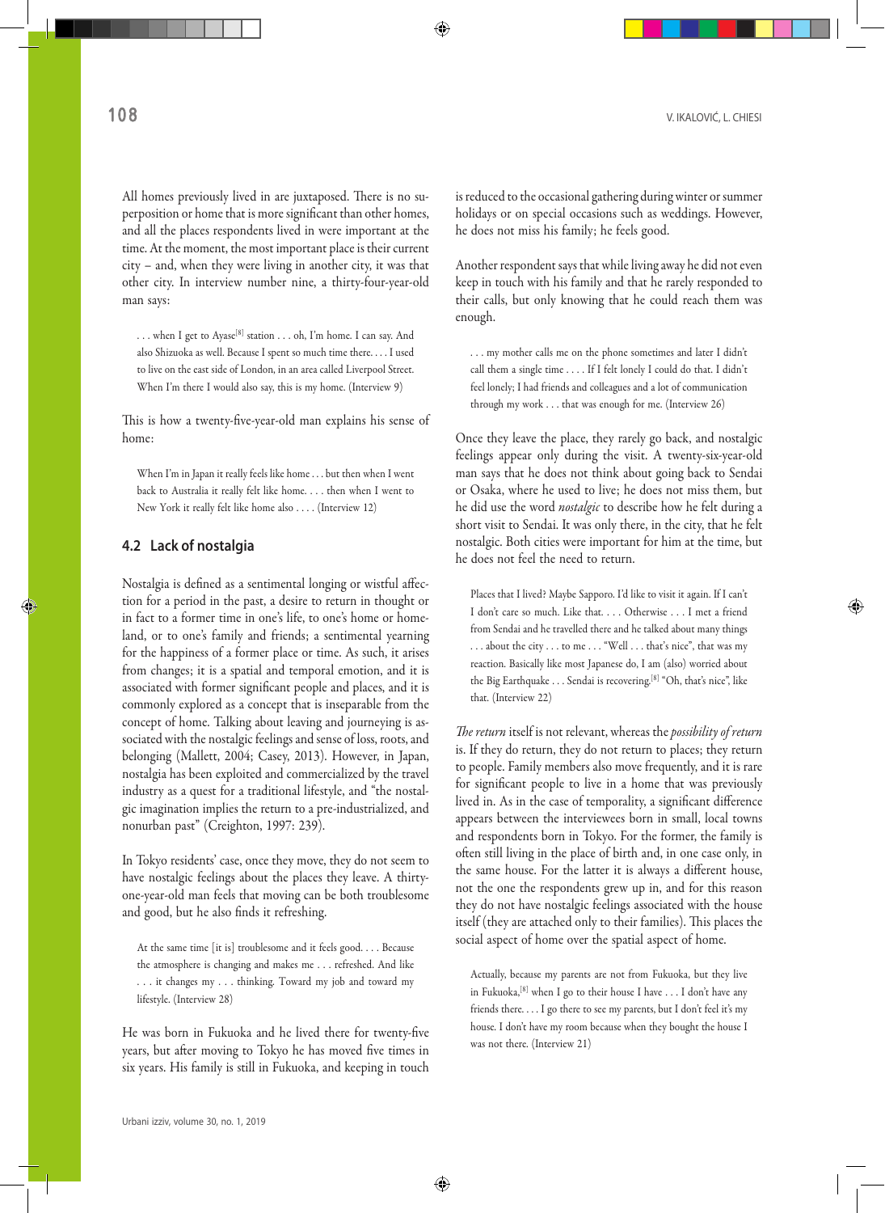All homes previously lived in are juxtaposed. There is no superposition or home that is more significant than other homes, and all the places respondents lived in were important at the time. At the moment, the most important place is their current city – and, when they were living in another city, it was that other city. In interview number nine, a thirty-four-year-old man says:

> . . . when I get to Ayase[8] station . . . oh, I'm home. I can say. And also Shizuoka as well. Because I spent so much time there. . . . I used to live on the east side of London, in an area called Liverpool Street. When I'm there I would also say, this is my home. (Interview 9)

This is how a twenty-five-year-old man explains his sense of home:

> When I'm in Japan it really feels like home . . . but then when I went back to Australia it really felt like home. . . . then when I went to New York it really felt like home also . . . . (Interview 12)

### 4.2 Lack of nostalgia

Nostalgia is defined as a sentimental longing or wistful affection for a period in the past, a desire to return in thought or in fact to a former time in one's life, to one's home or homeland, or to one's family and friends; a sentimental yearning for the happiness of a former place or time. As such, it arises from changes; it is a spatial and temporal emotion, and it is associated with former significant people and places, and it is commonly explored as a concept that is inseparable from the concept of home. Talking about leaving and journeying is associated with the nostalgic feelings and sense of loss, roots, and belonging (Mallett, 2004; Casey, 2013). However, in Japan, nostalgia has been exploited and commercialized by the travel industry as a quest for a traditional lifestyle, and "the nostalgic imagination implies the return to a pre-industrialized, and nonurban past" (Creighton, 1997: 239).

In Tokyo residents' case, once they move, they do not seem to have nostalgic feelings about the places they leave. A thirty-one-year-old man feels that moving can be both troublesome and good, but he also finds it refreshing.

> At the same time [it is] troublesome and it feels good. . . . Because the atmosphere is changing and makes me . . . refreshed. And like . . . it changes my . . . thinking. Toward my job and toward my lifestyle. (Interview 28)

He was born in Fukuoka and he lived there for twenty-five years, but after moving to Tokyo he has moved five times in six years. His family is still in Fukuoka, and keeping in touch is reduced to the occasional gathering during winter or summer holidays or on special occasions such as weddings. However, he does not miss his family; he feels good.

Another respondent says that while living away he did not even keep in touch with his family and that he rarely responded to their calls, but only knowing that he could reach them was enough.

> . . . my mother calls me on the phone sometimes and later I didn't call them a single time . . . . If I felt lonely I could do that. I didn't feel lonely; I had friends and colleagues and a lot of communication through my work . . . that was enough for me. (Interview 26)

Once they leave the place, they rarely go back, and nostalgic feelings appear only during the visit. A twenty-six-year-old man says that he does not think about going back to Sendai or Osaka, where he used to live; he does not miss them, but he did use the word *nostalgic* to describe how he felt during a short visit to Sendai. It was only there, in the city, that he felt nostalgic. Both cities were important for him at the time, but he does not feel the need to return.

> Places that I lived? Maybe Sapporo. I'd like to visit it again. If I can't I don't care so much. Like that. . . . Otherwise . . . I met a friend from Sendai and he travelled there and he talked about many things . . . about the city . . . to me . . . "Well . . . that's nice", that was my reaction. Basically like most Japanese do, I am (also) worried about the Big Earthquake . . . Sendai is recovering.[8] "Oh, that's nice", like that. (Interview 22)

*The return* itself is not relevant, whereas the *possibility of return* is. If they do return, they do not return to places; they return to people. Family members also move frequently, and it is rare for significant people to live in a home that was previously lived in. As in the case of temporality, a significant difference appears between the interviewees born in small, local towns and respondents born in Tokyo. For the former, the family is often still living in the place of birth and, in one case only, in the same house. For the latter it is always a different house, not the one the respondents grew up in, and for this reason they do not have nostalgic feelings associated with the house itself (they are attached only to their families). This places the social aspect of home over the spatial aspect of home.

> Actually, because my parents are not from Fukuoka, but they live in Fukuoka,[8] when I go to their house I have . . . I don't have any friends there. . . . I go there to see my parents, but I don't feel it's my house. I don't have my room because when they bought the house I was not there. (Interview 21)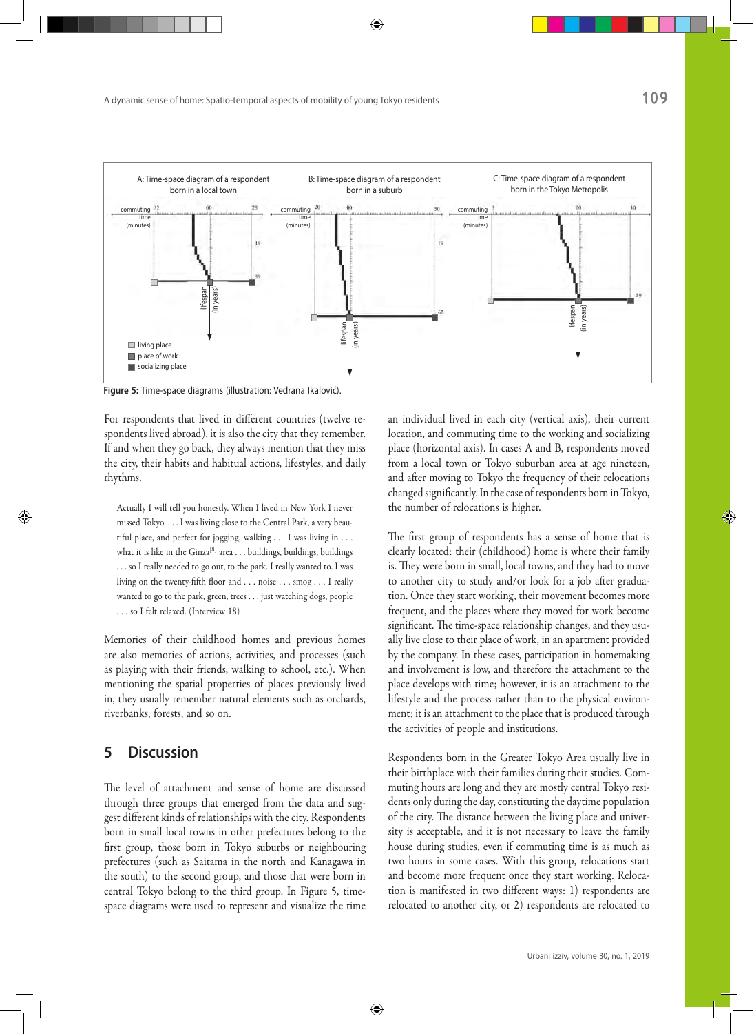Figure 5: Time-space diagrams (illustration: Vedrana Ikalović).

For respondents that lived in different countries (twelve respondents lived abroad), it is also the city that they remember. If and when they go back, they always mention that they miss the city, their habits and habitual actions, lifestyles, and daily rhythms.

> Actually I will tell you honestly. When I lived in New York I never missed Tokyo. . . . I was living close to the Central Park, a very beautiful place, and perfect for jogging, walking . . . I was living in . . . what it is like in the Ginza[8] area . . . buildings, buildings, buildings . . . so I really needed to go out, to the park. I really wanted to. I was living on the twenty-fifth floor and . . . noise . . . smog . . . I really wanted to go to the park, green, trees . . . just watching dogs, people . . . so I felt relaxed. (Interview 18)

Memories of their childhood homes and previous homes are also memories of actions, activities, and processes (such as playing with their friends, walking to school, etc.). When mentioning the spatial properties of places previously lived in, they usually remember natural elements such as orchards, riverbanks, forests, and so on.

## 5 Discussion

The level of attachment and sense of home are discussed through three groups that emerged from the data and suggest different kinds of relationships with the city. Respondents born in small local towns in other prefectures belong to the first group, those born in Tokyo suburbs or neighbouring prefectures (such as Saitama in the north and Kanagawa in the south) to the second group, and those that were born in central Tokyo belong to the third group. In Figure 5, time-space diagrams were used to represent and visualize the time an individual lived in each city (vertical axis), their current location, and commuting time to the working and socializing place (horizontal axis). In cases A and B, respondents moved from a local town or Tokyo suburban area at age nineteen, and after moving to Tokyo the frequency of their relocations changed significantly. In the case of respondents born in Tokyo, the number of relocations is higher.

The first group of respondents has a sense of home that is clearly located: their (childhood) home is where their family is. They were born in small, local towns, and they had to move to another city to study and/or look for a job after graduation. Once they start working, their movement becomes more frequent, and the places where they moved for work become significant. The time-space relationship changes, and they usually live close to their place of work, in an apartment provided by the company. In these cases, participation in homemaking and involvement is low, and therefore the attachment to the place develops with time; however, it is an attachment to the lifestyle and the process rather than to the physical environment; it is an attachment to the place that is produced through the activities of people and institutions.

Respondents born in the Greater Tokyo Area usually live in their birthplace with their families during their studies. Commuting hours are long and they are mostly central Tokyo residents only during the day, constituting the daytime population of the city. The distance between the living place and university is acceptable, and it is not necessary to leave the family house during studies, even if commuting time is as much as two hours in some cases. With this group, relocations start and become more frequent once they start working. Relocation is manifested in two different ways: 1) respondents are relocated to another city, or 2) respondents are relocated to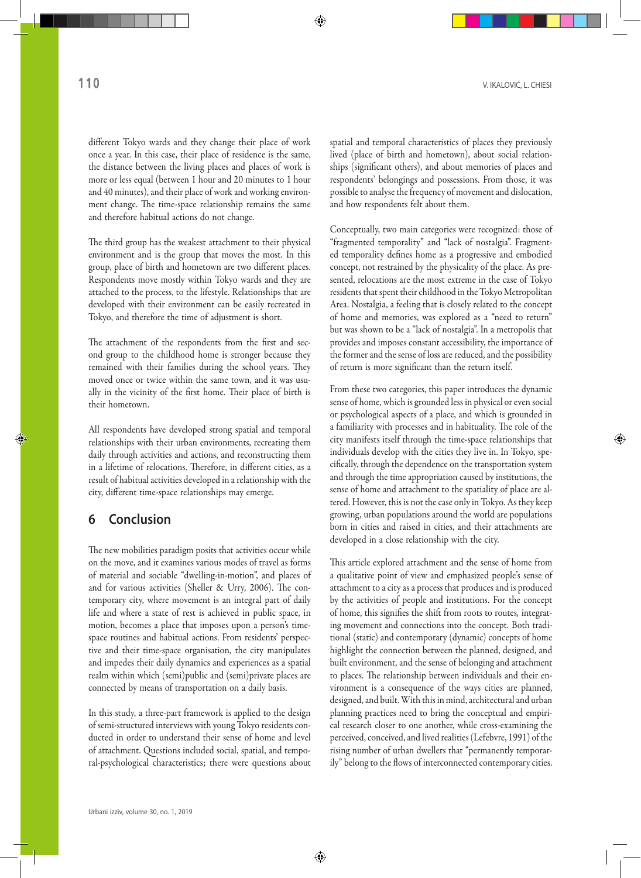different Tokyo wards and they change their place of work once a year. In this case, their place of residence is the same, the distance between the living places and places of work is more or less equal (between 1 hour and 20 minutes to 1 hour and 40 minutes), and their place of work and working environment change. The time-space relationship remains the same and therefore habitual actions do not change.

The third group has the weakest attachment to their physical environment and is the group that moves the most. In this group, place of birth and hometown are two different places. Respondents move mostly within Tokyo wards and they are attached to the process, to the lifestyle. Relationships that are developed with their environment can be easily recreated in Tokyo, and therefore the time of adjustment is short.

The attachment of the respondents from the first and second group to the childhood home is stronger because they remained with their families during the school years. They moved once or twice within the same town, and it was usually in the vicinity of the first home. Their place of birth is their hometown.

All respondents have developed strong spatial and temporal relationships with their urban environments, recreating them daily through activities and actions, and reconstructing them in a lifetime of relocations. Therefore, in different cities, as a result of habitual activities developed in a relationship with the city, different time-space relationships may emerge.

## 6 Conclusion

The new mobilities paradigm posits that activities occur while on the move, and it examines various modes of travel as forms of material and sociable "dwelling-in-motion", and places of and for various activities (Sheller & Urry, 2006). The contemporary city, where movement is an integral part of daily life and where a state of rest is achieved in public space, in motion, becomes a place that imposes upon a person's time-space routines and habitual actions. From residents' perspective and their time-space organisation, the city manipulates and impedes their daily dynamics and experiences as a spatial realm within which (semi)public and (semi)private places are connected by means of transportation on a daily basis.

In this study, a three-part framework is applied to the design of semi-structured interviews with young Tokyo residents conducted in order to understand their sense of home and level of attachment. Questions included social, spatial, and temporal-psychological characteristics; there were questions about spatial and temporal characteristics of places they previously lived (place of birth and hometown), about social relationships (significant others), and about memories of places and respondents' belongings and possessions. From those, it was possible to analyse the frequency of movement and dislocation, and how respondents felt about them.

Conceptually, two main categories were recognized: those of "fragmented temporality" and "lack of nostalgia". Fragmented temporality defines home as a progressive and embodied concept, not restrained by the physicality of the place. As presented, relocations are the most extreme in the case of Tokyo residents that spent their childhood in the Tokyo Metropolitan Area. Nostalgia, a feeling that is closely related to the concept of home and memories, was explored as a "need to return" but was shown to be a "lack of nostalgia". In a metropolis that provides and imposes constant accessibility, the importance of the former and the sense of loss are reduced, and the possibility of return is more significant than the return itself.

From these two categories, this paper introduces the dynamic sense of home, which is grounded less in physical or even social or psychological aspects of a place, and which is grounded in a familiarity with processes and in habituality. The role of the city manifests itself through the time-space relationships that individuals develop with the cities they live in. In Tokyo, specifically, through the dependence on the transportation system and through the time appropriation caused by institutions, the sense of home and attachment to the spatiality of place are altered. However, this is not the case only in Tokyo. As they keep growing, urban populations around the world are populations born in cities and raised in cities, and their attachments are developed in a close relationship with the city.

This article explored attachment and the sense of home from a qualitative point of view and emphasized people's sense of attachment to a city as a process that produces and is produced by the activities of people and institutions. For the concept of home, this signifies the shift from roots to routes, integrating movement and connections into the concept. Both traditional (static) and contemporary (dynamic) concepts of home highlight the connection between the planned, designed, and built environment, and the sense of belonging and attachment to places. The relationship between individuals and their environment is a consequence of the ways cities are planned, designed, and built. With this in mind, architectural and urban planning practices need to bring the conceptual and empirical research closer to one another, while cross-examining the perceived, conceived, and lived realities (Lefebvre, 1991) of the rising number of urban dwellers that "permanently temporarily" belong to the flows of interconnected contemporary cities.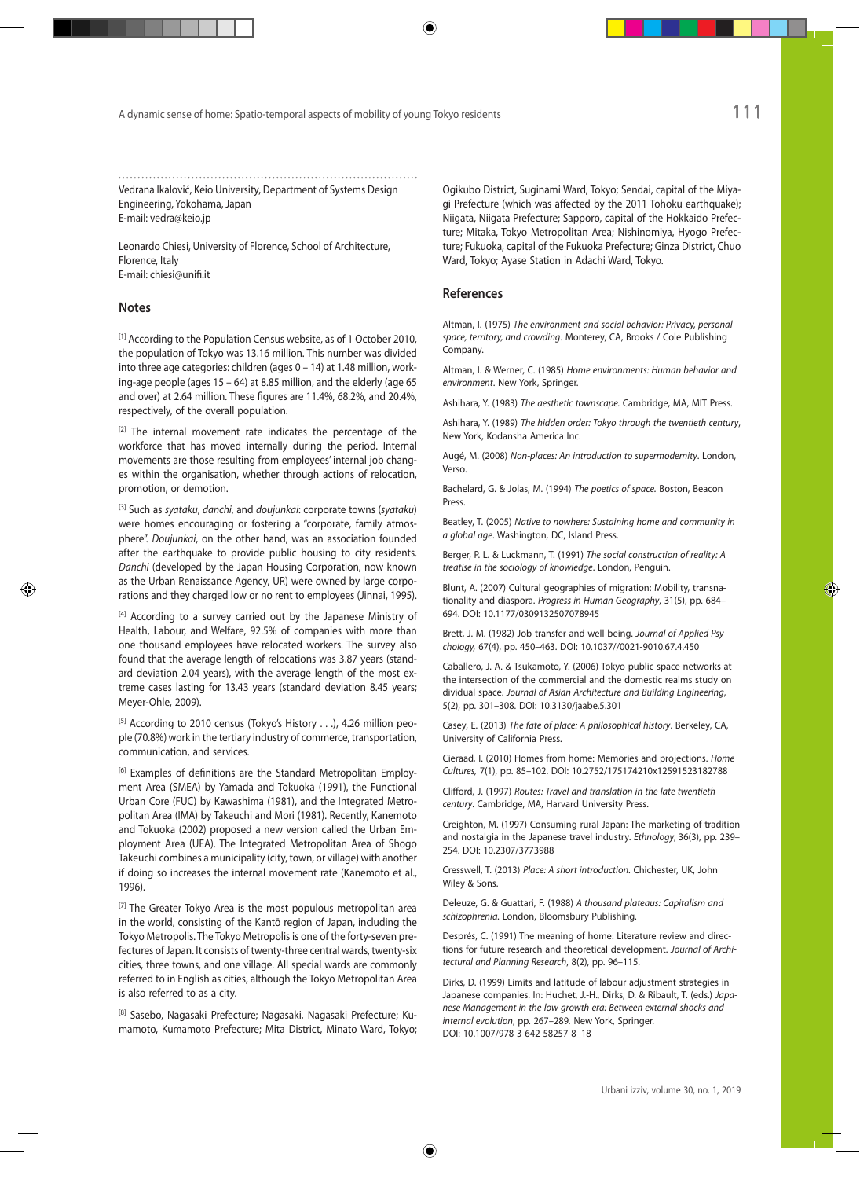Vedrana Ikalović, Keio University, Department of Systems Design Engineering, Yokohama, Japan
E-mail: vedra@keio.jp

Leonardo Chiesi, University of Florence, School of Architecture, Florence, Italy
E-mail: chiesi@unifi.it

## Notes

[1] According to the Population Census website, as of 1 October 2010, the population of Tokyo was 13.16 million. This number was divided into three age categories: children (ages 0 – 14) at 1.48 million, working-age people (ages 15 – 64) at 8.85 million, and the elderly (age 65 and over) at 2.64 million. These figures are 11.4%, 68.2%, and 20.4%, respectively, of the overall population.

[2] The internal movement rate indicates the percentage of the workforce that has moved internally during the period. Internal movements are those resulting from employees' internal job changes within the organisation, whether through actions of relocation, promotion, or demotion.

[3] Such as *syataku*, *danchi*, and *doujunkai*: corporate towns (*syataku*) were homes encouraging or fostering a "corporate, family atmosphere". *Doujunkai*, on the other hand, was an association founded after the earthquake to provide public housing to city residents. *Danchi* (developed by the Japan Housing Corporation, now known as the Urban Renaissance Agency, UR) were owned by large corporations and they charged low or no rent to employees (Jinnai, 1995).

[4] According to a survey carried out by the Japanese Ministry of Health, Labour, and Welfare, 92.5% of companies with more than one thousand employees have relocated workers. The survey also found that the average length of relocations was 3.87 years (standard deviation 2.04 years), with the average length of the most extreme cases lasting for 13.43 years (standard deviation 8.45 years; Meyer-Ohle, 2009).

[5] According to 2010 census (Tokyo's History . . .), 4.26 million people (70.8%) work in the tertiary industry of commerce, transportation, communication, and services.

[6] Examples of definitions are the Standard Metropolitan Employment Area (SMEA) by Yamada and Tokuoka (1991), the Functional Urban Core (FUC) by Kawashima (1981), and the Integrated Metropolitan Area (IMA) by Takeuchi and Mori (1981). Recently, Kanemoto and Tokuoka (2002) proposed a new version called the Urban Employment Area (UEA). The Integrated Metropolitan Area of Shogo Takeuchi combines a municipality (city, town, or village) with another if doing so increases the internal movement rate (Kanemoto et al., 1996).

[7] The Greater Tokyo Area is the most populous metropolitan area in the world, consisting of the Kantō region of Japan, including the Tokyo Metropolis. The Tokyo Metropolis is one of the forty-seven prefectures of Japan. It consists of twenty-three central wards, twenty-six cities, three towns, and one village. All special wards are commonly referred to in English as cities, although the Tokyo Metropolitan Area is also referred to as a city.

[8] Sasebo, Nagasaki Prefecture; Nagasaki, Nagasaki Prefecture; Kumamoto, Kumamoto Prefecture; Mita District, Minato Ward, Tokyo; Ogikubo District, Suginami Ward, Tokyo; Sendai, capital of the Miyagi Prefecture (which was affected by the 2011 Tohoku earthquake); Niigata, Niigata Prefecture; Sapporo, capital of the Hokkaido Prefecture; Mitaka, Tokyo Metropolitan Area; Nishinomiya, Hyogo Prefecture; Fukuoka, capital of the Fukuoka Prefecture; Ginza District, Chuo Ward, Tokyo; Ayase Station in Adachi Ward, Tokyo.

## References

Altman, I. (1975) *The environment and social behavior: Privacy, personal space, territory, and crowding*. Monterey, CA, Brooks / Cole Publishing Company.

Altman, I. & Werner, C. (1985) *Home environments: Human behavior and environment*. New York, Springer.

Ashihara, Y. (1983) *The aesthetic townscape.* Cambridge, MA, MIT Press.

Ashihara, Y. (1989) *The hidden order: Tokyo through the twentieth century*, New York, Kodansha America Inc.

Augé, M. (2008) *Non-places: An introduction to supermodernity*. London, Verso.

Bachelard, G. & Jolas, M. (1994) *The poetics of space.* Boston, Beacon Press.

Beatley, T. (2005) *Native to nowhere: Sustaining home and community in a global age*. Washington, DC, Island Press.

Berger, P. L. & Luckmann, T. (1991) *The social construction of reality: A treatise in the sociology of knowledge*. London, Penguin.

Blunt, A. (2007) Cultural geographies of migration: Mobility, transnationality and diaspora. *Progress in Human Geography*, 31(5), pp. 684–694. DOI: 10.1177/0309132507078945

Brett, J. M. (1982) Job transfer and well-being. *Journal of Applied Psychology,* 67(4), pp. 450–463. DOI: 10.1037//0021-9010.67.4.450

Caballero, J. A. & Tsukamoto, Y. (2006) Tokyo public space networks at the intersection of the commercial and the domestic realms study on dividual space. *Journal of Asian Architecture and Building Engineering*, 5(2), pp. 301–308. DOI: 10.3130/jaabe.5.301

Casey, E. (2013) *The fate of place: A philosophical history*. Berkeley, CA, University of California Press.

Cieraad, I. (2010) Homes from home: Memories and projections. *Home Cultures,* 7(1), pp. 85–102. DOI: 10.2752/175174210x12591523182788

Clifford, J. (1997) *Routes: Travel and translation in the late twentieth century*. Cambridge, MA, Harvard University Press.

Creighton, M. (1997) Consuming rural Japan: The marketing of tradition and nostalgia in the Japanese travel industry. *Ethnology*, 36(3), pp. 239–254. DOI: 10.2307/3773988

Cresswell, T. (2013) *Place: A short introduction.* Chichester, UK, John Wiley & Sons.

Deleuze, G. & Guattari, F. (1988) *A thousand plateaus: Capitalism and schizophrenia.* London, Bloomsbury Publishing.

Després, C. (1991) The meaning of home: Literature review and directions for future research and theoretical development. *Journal of Architectural and Planning Research*, 8(2), pp. 96–115.

Dirks, D. (1999) Limits and latitude of labour adjustment strategies in Japanese companies. In: Huchet, J.-H., Dirks, D. & Ribault, T. (eds.) *Japanese Management in the low growth era: Between external shocks and internal evolution*, pp. 267–289. New York, Springer.
DOI: 10.1007/978-3-642-58257-8_18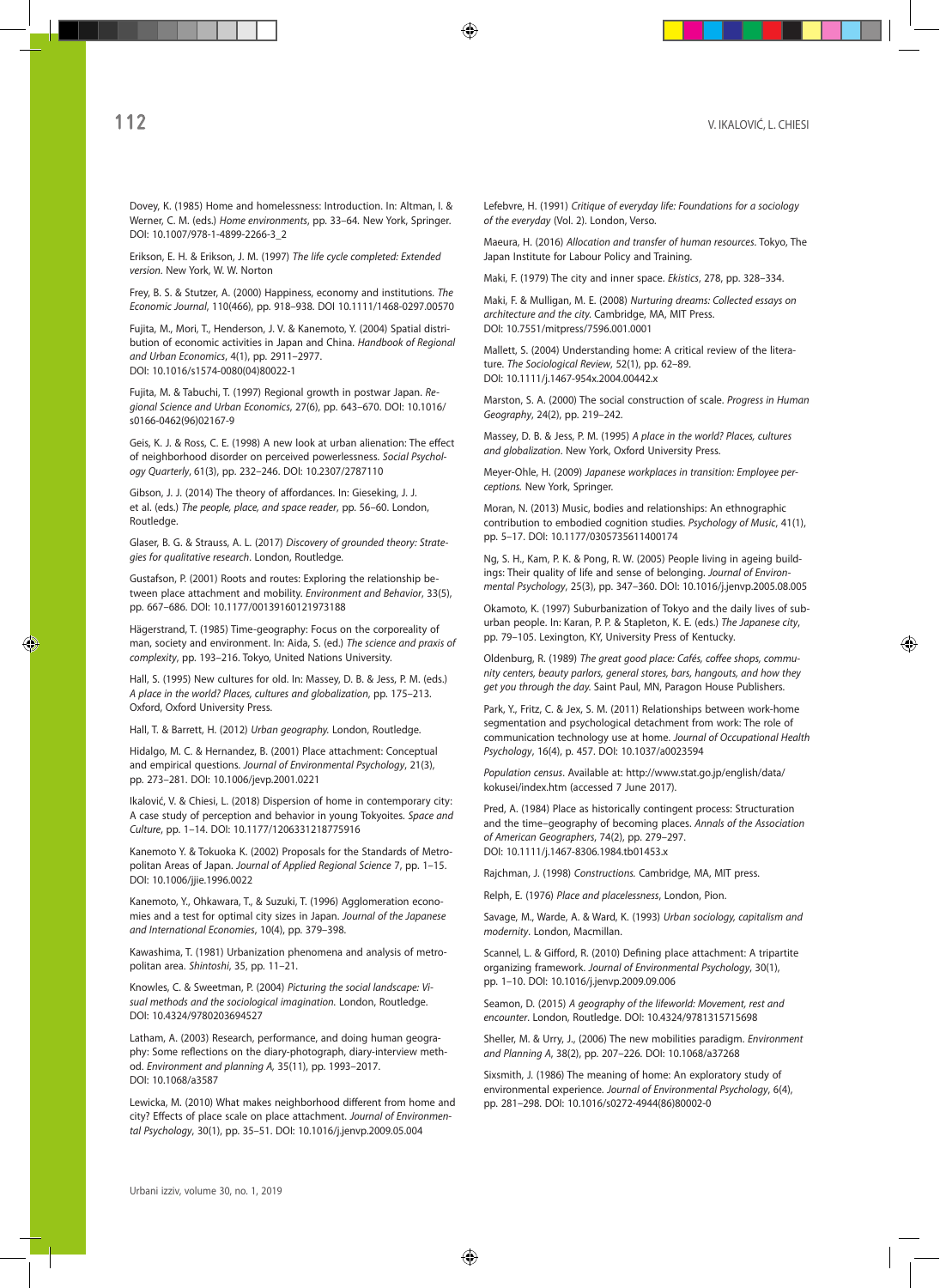Dovey, K. (1985) Home and homelessness: Introduction. In: Altman, I. & Werner, C. M. (eds.) *Home environments*, pp. 33–64. New York, Springer. DOI: 10.1007/978-1-4899-2266-3_2

Erikson, E. H. & Erikson, J. M. (1997) *The life cycle completed: Extended version*. New York, W. W. Norton

Frey, B. S. & Stutzer, A. (2000) Happiness, economy and institutions. *The Economic Journal*, 110(466), pp. 918–938. DOI 10.1111/1468-0297.00570

Fujita, M., Mori, T., Henderson, J. V. & Kanemoto, Y. (2004) Spatial distribution of economic activities in Japan and China. *Handbook of Regional and Urban Economics*, 4(1), pp. 2911–2977. DOI: 10.1016/s1574-0080(04)80022-1

Fujita, M. & Tabuchi, T. (1997) Regional growth in postwar Japan. *Regional Science and Urban Economics*, 27(6), pp. 643–670. DOI: 10.1016/s0166-0462(96)02167-9

Geis, K. J. & Ross, C. E. (1998) A new look at urban alienation: The effect of neighborhood disorder on perceived powerlessness. *Social Psychology Quarterly*, 61(3), pp. 232–246. DOI: 10.2307/2787110

Gibson, J. J. (2014) The theory of affordances. In: Gieseking, J. J. et al. (eds.) *The people, place, and space reader*, pp. 56–60. London, Routledge.

Glaser, B. G. & Strauss, A. L. (2017) *Discovery of grounded theory: Strategies for qualitative research*. London, Routledge.

Gustafson, P. (2001) Roots and routes: Exploring the relationship between place attachment and mobility. *Environment and Behavior*, 33(5), pp. 667–686. DOI: 10.1177/00139160121973188

Hägerstrand, T. (1985) Time-geography: Focus on the corporeality of man, society and environment. In: Aida, S. (ed.) *The science and praxis of complexity*, pp. 193–216. Tokyo, United Nations University.

Hall, S. (1995) New cultures for old. In: Massey, D. B. & Jess, P. M. (eds.) *A place in the world? Places, cultures and globalization*, pp. 175–213. Oxford, Oxford University Press.

Hall, T. & Barrett, H. (2012) *Urban geography*. London, Routledge.

Hidalgo, M. C. & Hernandez, B. (2001) Place attachment: Conceptual and empirical questions. *Journal of Environmental Psychology*, 21(3), pp. 273–281. DOI: 10.1006/jevp.2001.0221

Ikalović, V. & Chiesi, L. (2018) Dispersion of home in contemporary city: A case study of perception and behavior in young Tokyoites. *Space and Culture*, pp. 1–14. DOI: 10.1177/1206331218775916

Kanemoto Y. & Tokuoka K. (2002) Proposals for the Standards of Metropolitan Areas of Japan. *Journal of Applied Regional Science* 7, pp. 1–15. DOI: 10.1006/jjie.1996.0022

Kanemoto, Y., Ohkawara, T., & Suzuki, T. (1996) Agglomeration economies and a test for optimal city sizes in Japan. *Journal of the Japanese and International Economies*, 10(4), pp. 379–398.

Kawashima, T. (1981) Urbanization phenomena and analysis of metropolitan area. *Shintoshi*, 35, pp. 11–21.

Knowles, C. & Sweetman, P. (2004) *Picturing the social landscape: Visual methods and the sociological imagination*. London, Routledge. DOI: 10.4324/9780203694527

Latham, A. (2003) Research, performance, and doing human geography: Some reflections on the diary-photograph, diary-interview method. *Environment and planning A*, 35(11), pp. 1993–2017. DOI: 10.1068/a3587

Lewicka, M. (2010) What makes neighborhood different from home and city? Effects of place scale on place attachment. *Journal of Environmental Psychology*, 30(1), pp. 35–51. DOI: 10.1016/j.jenvp.2009.05.004

Lefebvre, H. (1991) *Critique of everyday life: Foundations for a sociology of the everyday* (Vol. 2). London, Verso.

Maeura, H. (2016) *Allocation and transfer of human resources*. Tokyo, The Japan Institute for Labour Policy and Training.

Maki, F. (1979) The city and inner space. *Ekistics*, 278, pp. 328–334.

Maki, F. & Mulligan, M. E. (2008) *Nurturing dreams: Collected essays on architecture and the city*. Cambridge, MA, MIT Press. DOI: 10.7551/mitpress/7596.001.0001

Mallett, S. (2004) Understanding home: A critical review of the literature. *The Sociological Review*, 52(1), pp. 62–89. DOI: 10.1111/j.1467-954x.2004.00442.x

Marston, S. A. (2000) The social construction of scale. *Progress in Human Geography*, 24(2), pp. 219–242.

Massey, D. B. & Jess, P. M. (1995) *A place in the world? Places, cultures and globalization*. New York, Oxford University Press.

Meyer-Ohle, H. (2009) *Japanese workplaces in transition: Employee perceptions*. New York, Springer.

Moran, N. (2013) Music, bodies and relationships: An ethnographic contribution to embodied cognition studies. *Psychology of Music*, 41(1), pp. 5–17. DOI: 10.1177/0305735611400174

Ng, S. H., Kam, P. K. & Pong, R. W. (2005) People living in ageing buildings: Their quality of life and sense of belonging. *Journal of Environmental Psychology*, 25(3), pp. 347–360. DOI: 10.1016/j.jenvp.2005.08.005

Okamoto, K. (1997) Suburbanization of Tokyo and the daily lives of suburban people. In: Karan, P. P. & Stapleton, K. E. (eds.) *The Japanese city*, pp. 79–105. Lexington, KY, University Press of Kentucky.

Oldenburg, R. (1989) *The great good place: Cafés, coffee shops, community centers, beauty parlors, general stores, bars, hangouts, and how they get you through the day*. Saint Paul, MN, Paragon House Publishers.

Park, Y., Fritz, C. & Jex, S. M. (2011) Relationships between work-home segmentation and psychological detachment from work: The role of communication technology use at home. *Journal of Occupational Health Psychology*, 16(4), p. 457. DOI: 10.1037/a0023594

*Population census*. Available at: http://www.stat.go.jp/english/data/kokusei/index.htm (accessed 7 June 2017).

Pred, A. (1984) Place as historically contingent process: Structuration and the time–geography of becoming places. *Annals of the Association of American Geographers*, 74(2), pp. 279–297. DOI: 10.1111/j.1467-8306.1984.tb01453.x

Rajchman, J. (1998) *Constructions*. Cambridge, MA, MIT press.

Relph, E. (1976) *Place and placelessness*, London, Pion.

Savage, M., Warde, A. & Ward, K. (1993) *Urban sociology, capitalism and modernity*. London, Macmillan.

Scannel, L. & Gifford, R. (2010) Defining place attachment: A tripartite organizing framework. *Journal of Environmental Psychology*, 30(1), pp. 1–10. DOI: 10.1016/j.jenvp.2009.09.006

Seamon, D. (2015) *A geography of the lifeworld: Movement, rest and encounter*. London, Routledge. DOI: 10.4324/9781315715698

Sheller, M. & Urry, J., (2006) The new mobilities paradigm. *Environment and Planning A*, 38(2), pp. 207–226. DOI: 10.1068/a37268

Sixsmith, J. (1986) The meaning of home: An exploratory study of environmental experience. *Journal of Environmental Psychology*, 6(4), pp. 281–298. DOI: 10.1016/s0272-4944(86)80002-0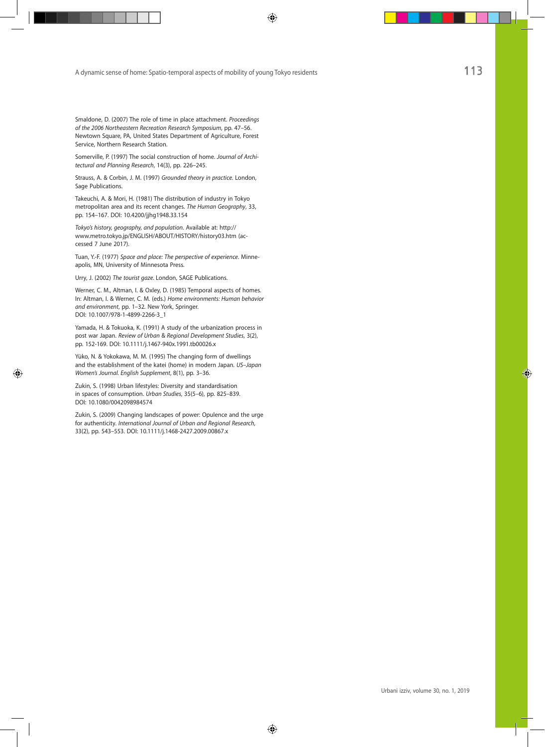Smaldone, D. (2007) The role of time in place attachment. *Proceedings of the 2006 Northeastern Recreation Research Symposium*, pp. 47–56. Newtown Square, PA, United States Department of Agriculture, Forest Service, Northern Research Station.

Somerville, P. (1997) The social construction of home. *Journal of Architectural and Planning Research*, 14(3), pp. 226–245.

Strauss, A. & Corbin, J. M. (1997) *Grounded theory in practice*. London, Sage Publications.

Takeuchi, A. & Mori, H. (1981) The distribution of industry in Tokyo metropolitan area and its recent changes. *The Human Geography*, 33, pp. 154–167. DOI: 10.4200/jjhg1948.33.154

*Tokyo's history, geography, and population.* Available at: http://www.metro.tokyo.jp/ENGLISH/ABOUT/HISTORY/history03.htm (accessed 7 June 2017).

Tuan, Y.-F. (1977) *Space and place: The perspective of experience*. Minneapolis, MN, University of Minnesota Press.

Urry, J. (2002) *The tourist gaze*. London, SAGE Publications.

Werner, C. M., Altman, I. & Oxley, D. (1985) Temporal aspects of homes. In: Altman, I. & Werner, C. M. (eds.) *Home environments: Human behavior and environment*, pp. 1–32. New York, Springer. DOI: 10.1007/978-1-4899-2266-3_1

Yamada, H. & Tokuoka, K. (1991) A study of the urbanization process in post war Japan. *Review of Urban & Regional Development Studies*, 3(2), pp. 152-169. DOI: 10.1111/j.1467-940x.1991.tb00026.x

Yūko, N. & Yokokawa, M. M. (1995) The changing form of dwellings and the establishment of the katei (home) in modern Japan. *US–Japan Women's Journal. English Supplement*, 8(1), pp. 3–36.

Zukin, S. (1998) Urban lifestyles: Diversity and standardisation in spaces of consumption. *Urban Studies*, 35(5–6), pp. 825–839. DOI: 10.1080/0042098984574

Zukin, S. (2009) Changing landscapes of power: Opulence and the urge for authenticity. *International Journal of Urban and Regional Research*, 33(2), pp. 543–553. DOI: 10.1111/j.1468-2427.2009.00867.x